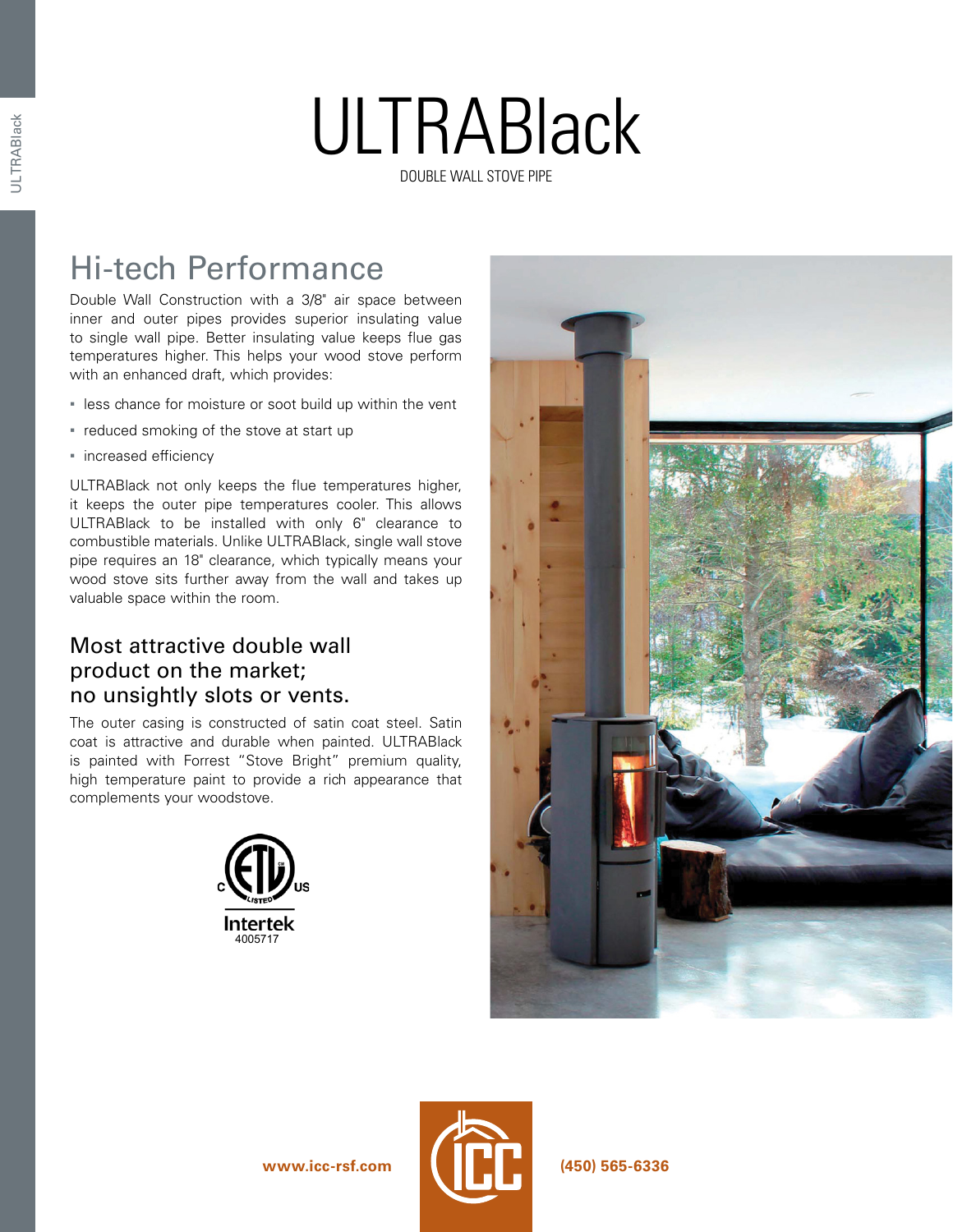# ULTRABlack

DOUBLE WALL STOVE PIPE

## Hi-tech Performance

Double Wall Construction with a 3/8" air space between inner and outer pipes provides superior insulating value to single wall pipe. Better insulating value keeps flue gas temperatures higher. This helps your wood stove perform with an enhanced draft, which provides:

- less chance for moisture or soot build up within the vent
- reduced smoking of the stove at start up
- increased efficiency

ULTRABlack not only keeps the flue temperatures higher, it keeps the outer pipe temperatures cooler. This allows ULTRABlack to be installed with only 6" clearance to combustible materials. Unlike ULTRABlack, single wall stove pipe requires an 18" clearance, which typically means your wood stove sits further away from the wall and takes up valuable space within the room.

### Most attractive double wall product on the market; no unsightly slots or vents.

The outer casing is constructed of satin coat steel. Satin coat is attractive and durable when painted. ULTRABlack is painted with Forrest "Stove Bright" premium quality, high temperature paint to provide a rich appearance that complements your woodstove.

Intertek 4005717

www.icc-rsf.com (450) 565-6336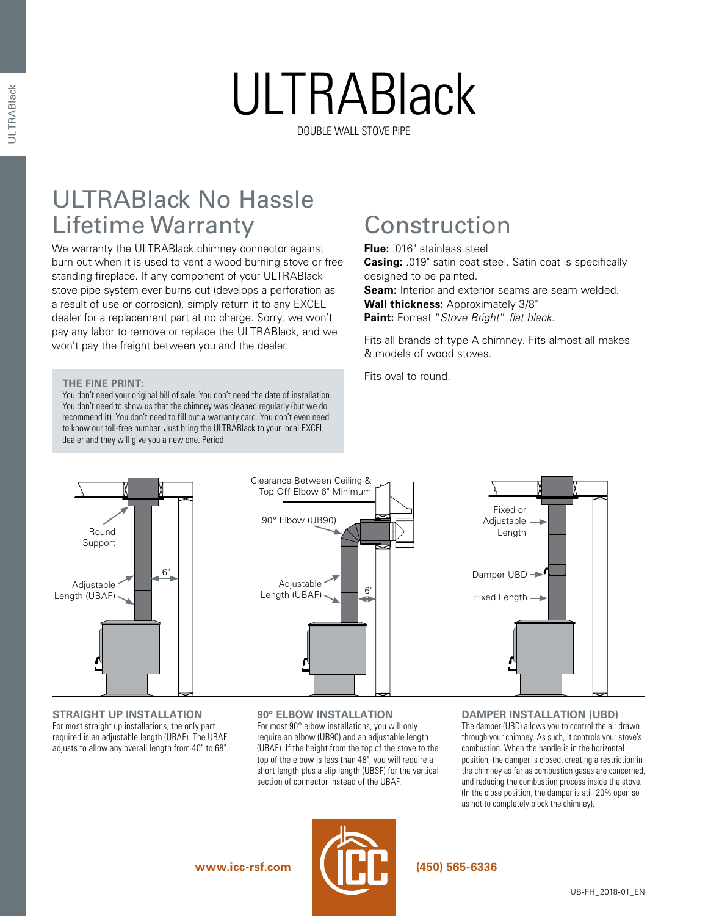// ULTRABlack

DOUBLE WALL STOVE PIPE

## ULTRABlack No Hassle Lifetime Warranty

We warranty the ULTRABlack chimney connector against burn out when it is used to vent a wood burning stove or free standing fireplace. If any component of your ULTRABlack stove pipe system ever burns out (develops a perforation as a result of use or corrosion), simply return it to any EXCEL dealer for a replacement part at no charge. Sorry, we won't pay any labor to remove or replace the ULTRABlack, and we won't pay the freight between you and the dealer.

**THE FINE PRINT:**
You don't need your original bill of sale. You don't need the date of installation. You don't need to show us that the chimney was cleaned regularly (but we do recommend it). You don't need to fill out a warranty card. You don't even need to know our toll-free number. Just bring the ULTRABlack to your local EXCEL dealer and they will give you a new one. Period.

## Construction

**Flue:** .016" stainless steel
**Casing:** .019" satin coat steel. Satin coat is specifically designed to be painted.
**Seam:** Interior and exterior seams are seam welded.
**Wall thickness:** Approximately 3/8"
**Paint:** Forrest *"Stove Bright" flat black.*

Fits all brands of type A chimney. Fits almost all makes & models of wood stoves.

Fits oval to round.

Round Support
Adjustable Length (UBAF)
6"

Clearance Between Ceiling & Top Off Elbow 6" Minimum
90° Elbow (UB90)
Adjustable Length (UBAF)
6"

Fixed or Adjustable Length
Damper UBD
Fixed Length

### STRAIGHT UP INSTALLATION

For most straight up installations, the only part required is an adjustable length (UBAF). The UBAF adjusts to allow any overall length from 40" to 68".

### 90° ELBOW INSTALLATION

For most 90° elbow installations, you will only require an elbow (UB90) and an adjustable length (UBAF). If the height from the top of the stove to the top of the elbow is less than 48", you will require a short length plus a slip length (UBSF) for the vertical section of connector instead of the UBAF.

### DAMPER INSTALLATION (UBD)

The damper (UBD) allows you to control the air drawn through your chimney. As such, it controls your stove's combustion. When the handle is in the horizontal position, the damper is closed, creating a restriction in the chimney as far as combustion gases are concerned, and reducing the combustion process inside the stove. (In the close position, the damper is still 20% open so as not to completely block the chimney).

www.icc-rsf.com ICC (450) 565-6336

UB-FH_2018-01_EN